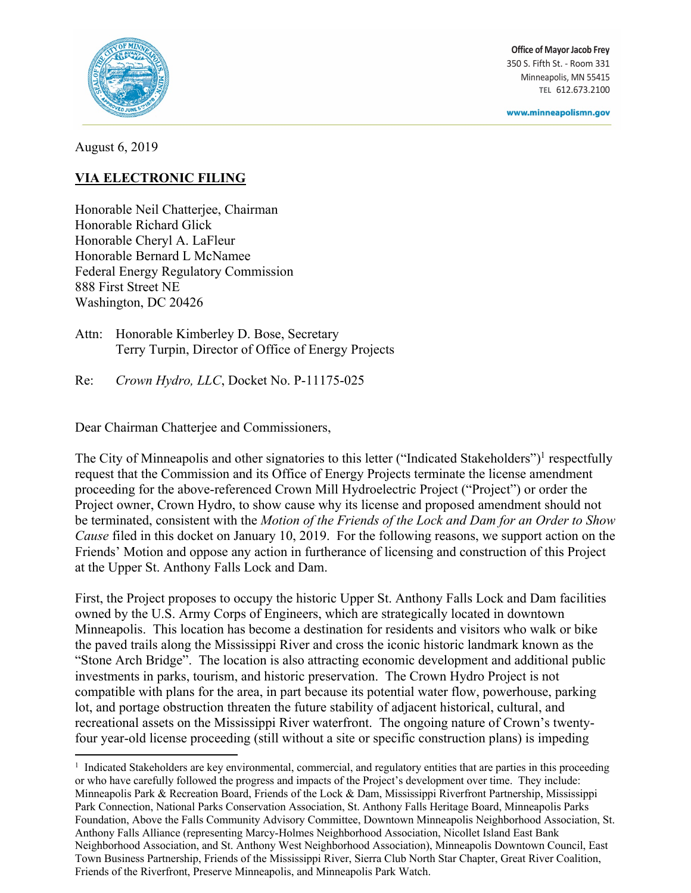Office of Mayor Jacob Frey
350 S. Fifth St. - Room 331
Minneapolis, MN 55415
TEL 612.673.2100

www.minneapolismn.gov

August 6, 2019

**VIA ELECTRONIC FILING**

Honorable Neil Chatterjee, Chairman
Honorable Richard Glick
Honorable Cheryl A. LaFleur
Honorable Bernard L McNamee
Federal Energy Regulatory Commission
888 First Street NE
Washington, DC 20426

Attn: Honorable Kimberley D. Bose, Secretary
Terry Turpin, Director of Office of Energy Projects

Re: *Crown Hydro, LLC*, Docket No. P-11175-025

Dear Chairman Chatterjee and Commissioners,

The City of Minneapolis and other signatories to this letter ("Indicated Stakeholders")[1] respectfully request that the Commission and its Office of Energy Projects terminate the license amendment proceeding for the above-referenced Crown Mill Hydroelectric Project ("Project") or order the Project owner, Crown Hydro, to show cause why its license and proposed amendment should not be terminated, consistent with the *Motion of the Friends of the Lock and Dam for an Order to Show Cause* filed in this docket on January 10, 2019. For the following reasons, we support action on the Friends' Motion and oppose any action in furtherance of licensing and construction of this Project at the Upper St. Anthony Falls Lock and Dam.

First, the Project proposes to occupy the historic Upper St. Anthony Falls Lock and Dam facilities owned by the U.S. Army Corps of Engineers, which are strategically located in downtown Minneapolis. This location has become a destination for residents and visitors who walk or bike the paved trails along the Mississippi River and cross the iconic historic landmark known as the "Stone Arch Bridge". The location is also attracting economic development and additional public investments in parks, tourism, and historic preservation. The Crown Hydro Project is not compatible with plans for the area, in part because its potential water flow, powerhouse, parking lot, and portage obstruction threaten the future stability of adjacent historical, cultural, and recreational assets on the Mississippi River waterfront. The ongoing nature of Crown's twenty-four year-old license proceeding (still without a site or specific construction plans) is impeding

[1] Indicated Stakeholders are key environmental, commercial, and regulatory entities that are parties in this proceeding or who have carefully followed the progress and impacts of the Project's development over time. They include: Minneapolis Park & Recreation Board, Friends of the Lock & Dam, Mississippi Riverfront Partnership, Mississippi Park Connection, National Parks Conservation Association, St. Anthony Falls Heritage Board, Minneapolis Parks Foundation, Above the Falls Community Advisory Committee, Downtown Minneapolis Neighborhood Association, St. Anthony Falls Alliance (representing Marcy-Holmes Neighborhood Association, Nicollet Island East Bank Neighborhood Association, and St. Anthony West Neighborhood Association), Minneapolis Downtown Council, East Town Business Partnership, Friends of the Mississippi River, Sierra Club North Star Chapter, Great River Coalition, Friends of the Riverfront, Preserve Minneapolis, and Minneapolis Park Watch.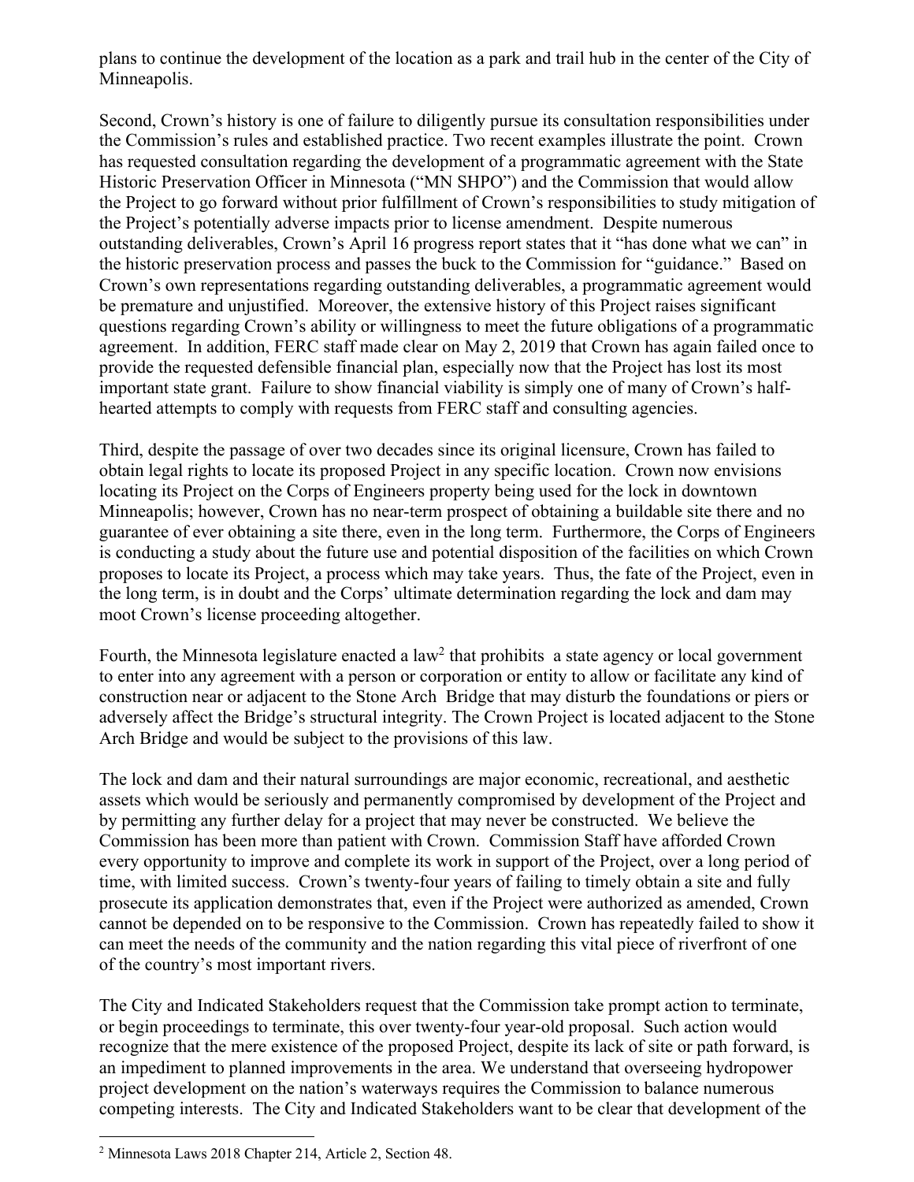plans to continue the development of the location as a park and trail hub in the center of the City of Minneapolis.

Second, Crown's history is one of failure to diligently pursue its consultation responsibilities under the Commission's rules and established practice. Two recent examples illustrate the point. Crown has requested consultation regarding the development of a programmatic agreement with the State Historic Preservation Officer in Minnesota ("MN SHPO") and the Commission that would allow the Project to go forward without prior fulfillment of Crown's responsibilities to study mitigation of the Project's potentially adverse impacts prior to license amendment. Despite numerous outstanding deliverables, Crown's April 16 progress report states that it "has done what we can" in the historic preservation process and passes the buck to the Commission for "guidance." Based on Crown's own representations regarding outstanding deliverables, a programmatic agreement would be premature and unjustified. Moreover, the extensive history of this Project raises significant questions regarding Crown's ability or willingness to meet the future obligations of a programmatic agreement. In addition, FERC staff made clear on May 2, 2019 that Crown has again failed once to provide the requested defensible financial plan, especially now that the Project has lost its most important state grant. Failure to show financial viability is simply one of many of Crown's half-hearted attempts to comply with requests from FERC staff and consulting agencies.

Third, despite the passage of over two decades since its original licensure, Crown has failed to obtain legal rights to locate its proposed Project in any specific location. Crown now envisions locating its Project on the Corps of Engineers property being used for the lock in downtown Minneapolis; however, Crown has no near-term prospect of obtaining a buildable site there and no guarantee of ever obtaining a site there, even in the long term. Furthermore, the Corps of Engineers is conducting a study about the future use and potential disposition of the facilities on which Crown proposes to locate its Project, a process which may take years. Thus, the fate of the Project, even in the long term, is in doubt and the Corps' ultimate determination regarding the lock and dam may moot Crown's license proceeding altogether.

Fourth, the Minnesota legislature enacted a law[2] that prohibits a state agency or local government to enter into any agreement with a person or corporation or entity to allow or facilitate any kind of construction near or adjacent to the Stone Arch Bridge that may disturb the foundations or piers or adversely affect the Bridge's structural integrity. The Crown Project is located adjacent to the Stone Arch Bridge and would be subject to the provisions of this law.

The lock and dam and their natural surroundings are major economic, recreational, and aesthetic assets which would be seriously and permanently compromised by development of the Project and by permitting any further delay for a project that may never be constructed. We believe the Commission has been more than patient with Crown. Commission Staff have afforded Crown every opportunity to improve and complete its work in support of the Project, over a long period of time, with limited success. Crown's twenty-four years of failing to timely obtain a site and fully prosecute its application demonstrates that, even if the Project were authorized as amended, Crown cannot be depended on to be responsive to the Commission. Crown has repeatedly failed to show it can meet the needs of the community and the nation regarding this vital piece of riverfront of one of the country's most important rivers.

The City and Indicated Stakeholders request that the Commission take prompt action to terminate, or begin proceedings to terminate, this over twenty-four year-old proposal. Such action would recognize that the mere existence of the proposed Project, despite its lack of site or path forward, is an impediment to planned improvements in the area. We understand that overseeing hydropower project development on the nation's waterways requires the Commission to balance numerous competing interests. The City and Indicated Stakeholders want to be clear that development of the

[2] Minnesota Laws 2018 Chapter 214, Article 2, Section 48.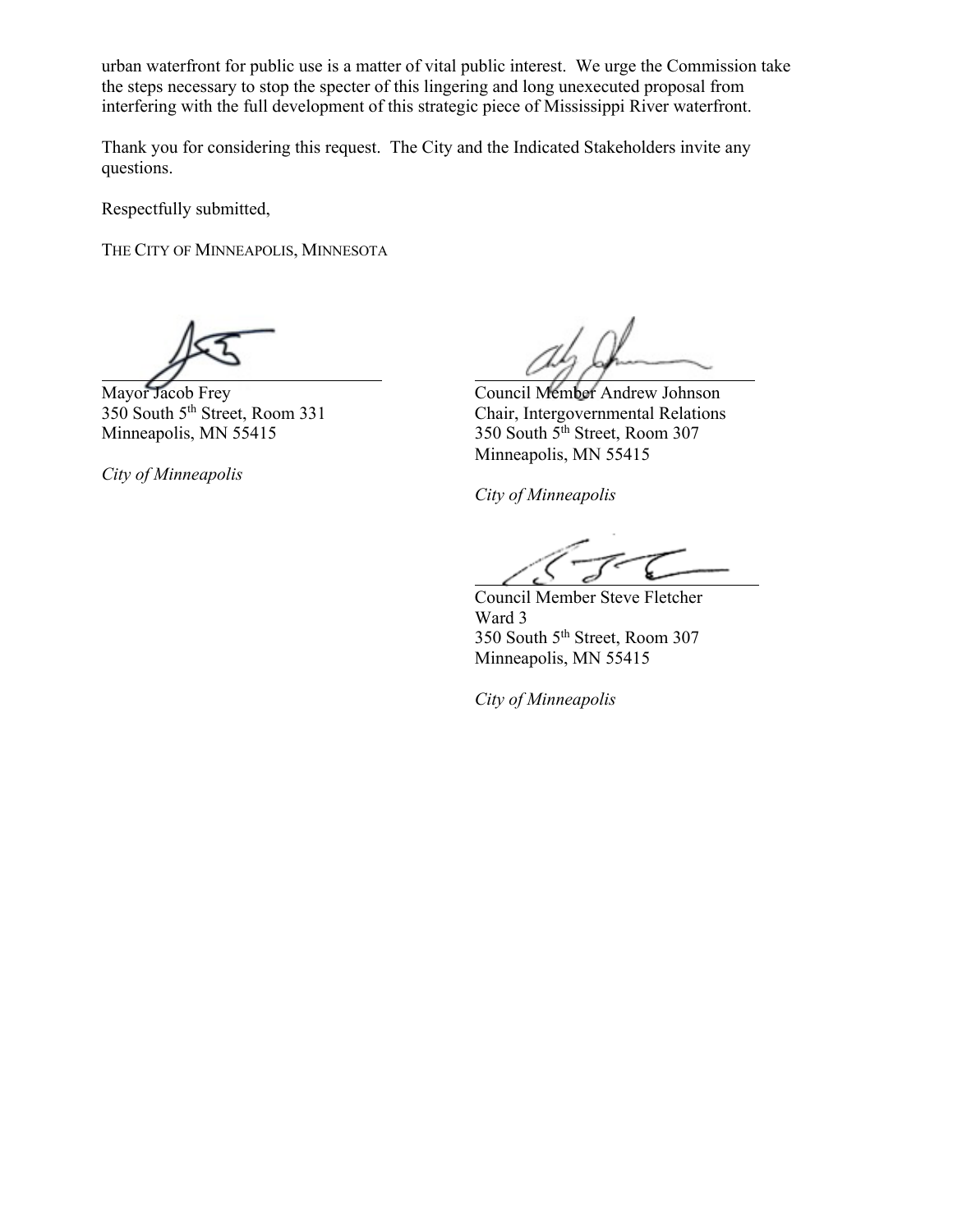urban waterfront for public use is a matter of vital public interest. We urge the Commission take the steps necessary to stop the specter of this lingering and long unexecuted proposal from interfering with the full development of this strategic piece of Mississippi River waterfront.

Thank you for considering this request. The City and the Indicated Stakeholders invite any questions.

Respectfully submitted,

THE CITY OF MINNEAPOLIS, MINNESOTA

Mayor Jacob Frey
350 South 5th Street, Room 331
Minneapolis, MN 55415

*City of Minneapolis*

Council Member Andrew Johnson
Chair, Intergovernmental Relations
350 South 5th Street, Room 307
Minneapolis, MN 55415

*City of Minneapolis*

Council Member Steve Fletcher
Ward 3
350 South 5th Street, Room 307
Minneapolis, MN 55415

*City of Minneapolis*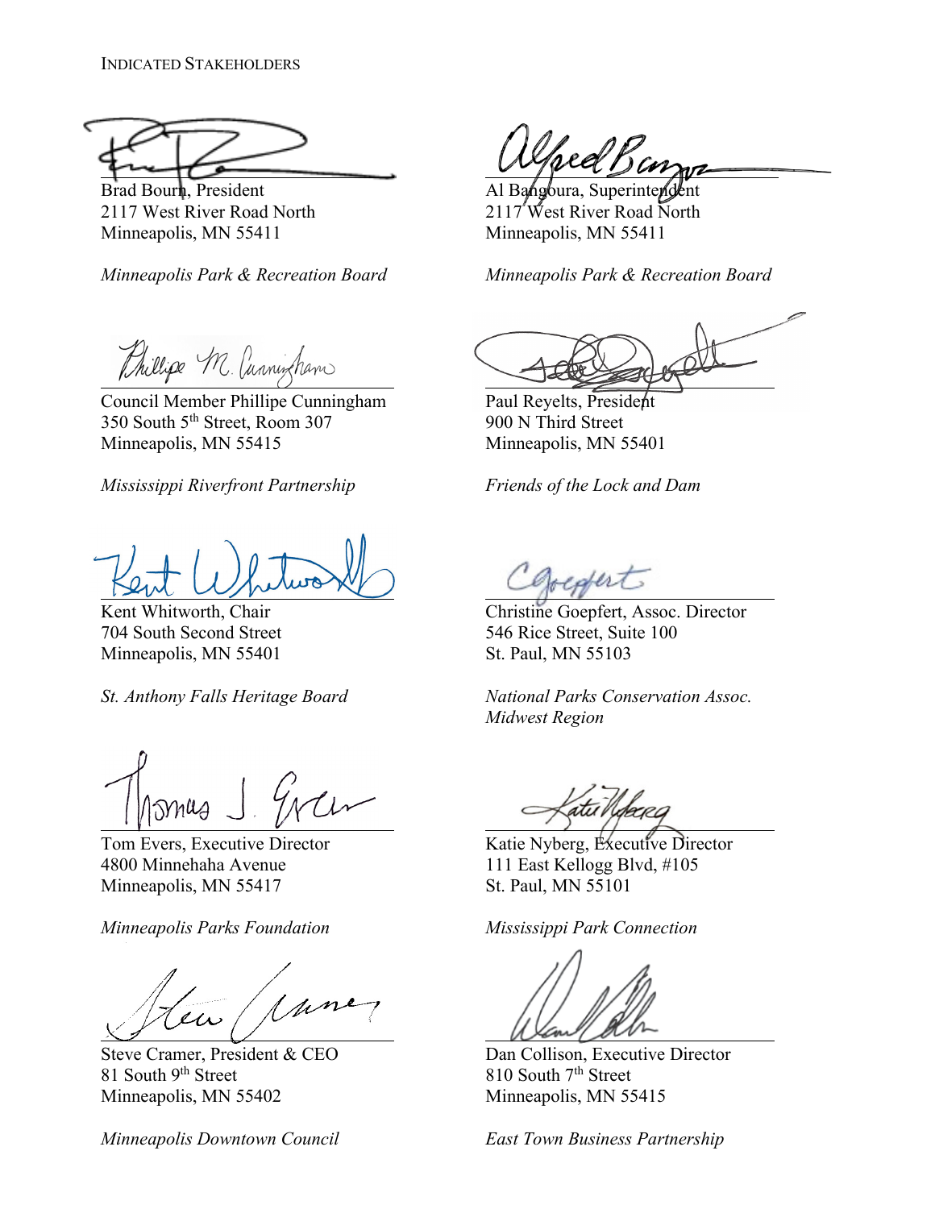INDICATED STAKEHOLDERS

Brad Bourn, President
2117 West River Road North
Minneapolis, MN 55411

*Minneapolis Park & Recreation Board*

Al Bangoura, Superintendent
2117 West River Road North
Minneapolis, MN 55411

*Minneapolis Park & Recreation Board*

Council Member Phillipe Cunningham
350 South 5th Street, Room 307
Minneapolis, MN 55415

*Mississippi Riverfront Partnership*

Paul Reyelts, President
900 N Third Street
Minneapolis, MN 55401

*Friends of the Lock and Dam*

Kent Whitworth, Chair
704 South Second Street
Minneapolis, MN 55401

*St. Anthony Falls Heritage Board*

Christine Goepfert, Assoc. Director
546 Rice Street, Suite 100
St. Paul, MN 55103

*National Parks Conservation Assoc. Midwest Region*

Tom Evers, Executive Director
4800 Minnehaha Avenue
Minneapolis, MN 55417

*Minneapolis Parks Foundation*

Katie Nyberg, Executive Director
111 East Kellogg Blvd, #105
St. Paul, MN 55101

*Mississippi Park Connection*

Steve Cramer, President & CEO
81 South 9th Street
Minneapolis, MN 55402

*Minneapolis Downtown Council*

Dan Collison, Executive Director
810 South 7th Street
Minneapolis, MN 55415

*East Town Business Partnership*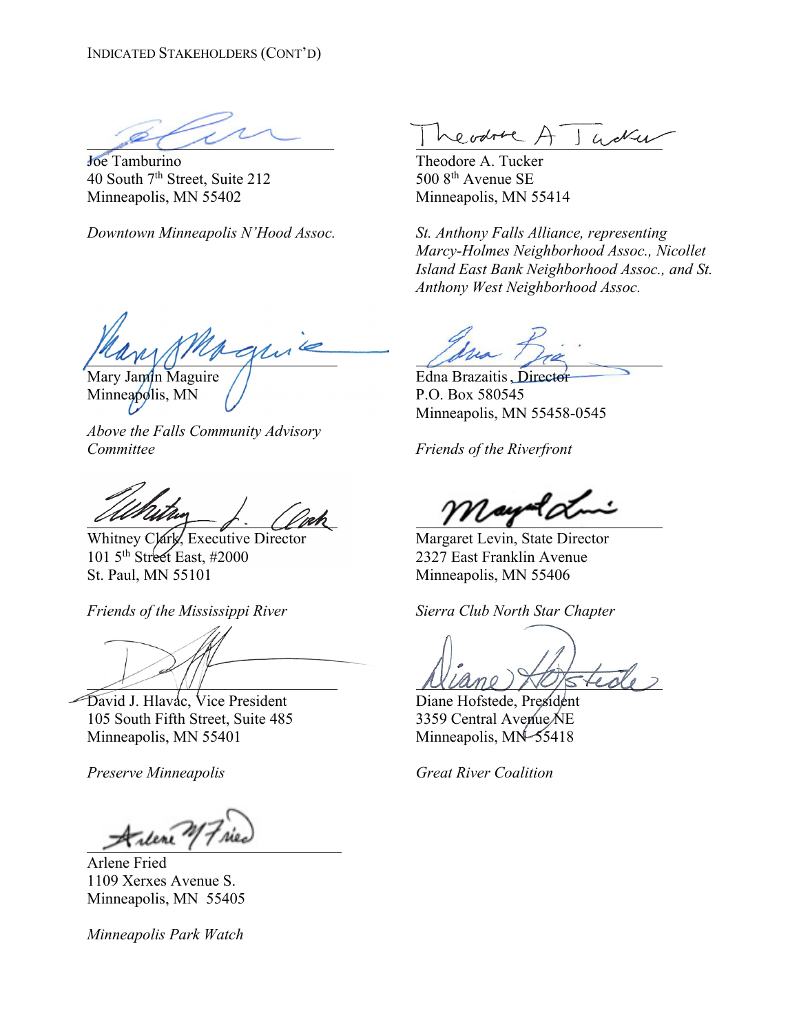INDICATED STAKEHOLDERS (CONT'D)

Joe Tamburino
40 South 7th Street, Suite 212
Minneapolis, MN 55402

*Downtown Minneapolis N'Hood Assoc.*

Theodore A. Tucker
500 8th Avenue SE
Minneapolis, MN 55414

*St. Anthony Falls Alliance, representing Marcy-Holmes Neighborhood Assoc., Nicollet Island East Bank Neighborhood Assoc., and St. Anthony West Neighborhood Assoc.*

Mary Jamin Maguire
Minneapolis, MN

*Above the Falls Community Advisory Committee*

Edna Brazaitis, Director
P.O. Box 580545
Minneapolis, MN 55458-0545

*Friends of the Riverfront*

Whitney Clark, Executive Director
101 5th Street East, #2000
St. Paul, MN 55101

*Friends of the Mississippi River*

Margaret Levin, State Director
2327 East Franklin Avenue
Minneapolis, MN 55406

*Sierra Club North Star Chapter*

David J. Hlavác, Vice President
105 South Fifth Street, Suite 485
Minneapolis, MN 55401

*Preserve Minneapolis*

Diane Hofstede, President
3359 Central Avenue NE
Minneapolis, MN 55418

*Great River Coalition*

Arlene Fried
1109 Xerxes Avenue S.
Minneapolis, MN 55405

*Minneapolis Park Watch*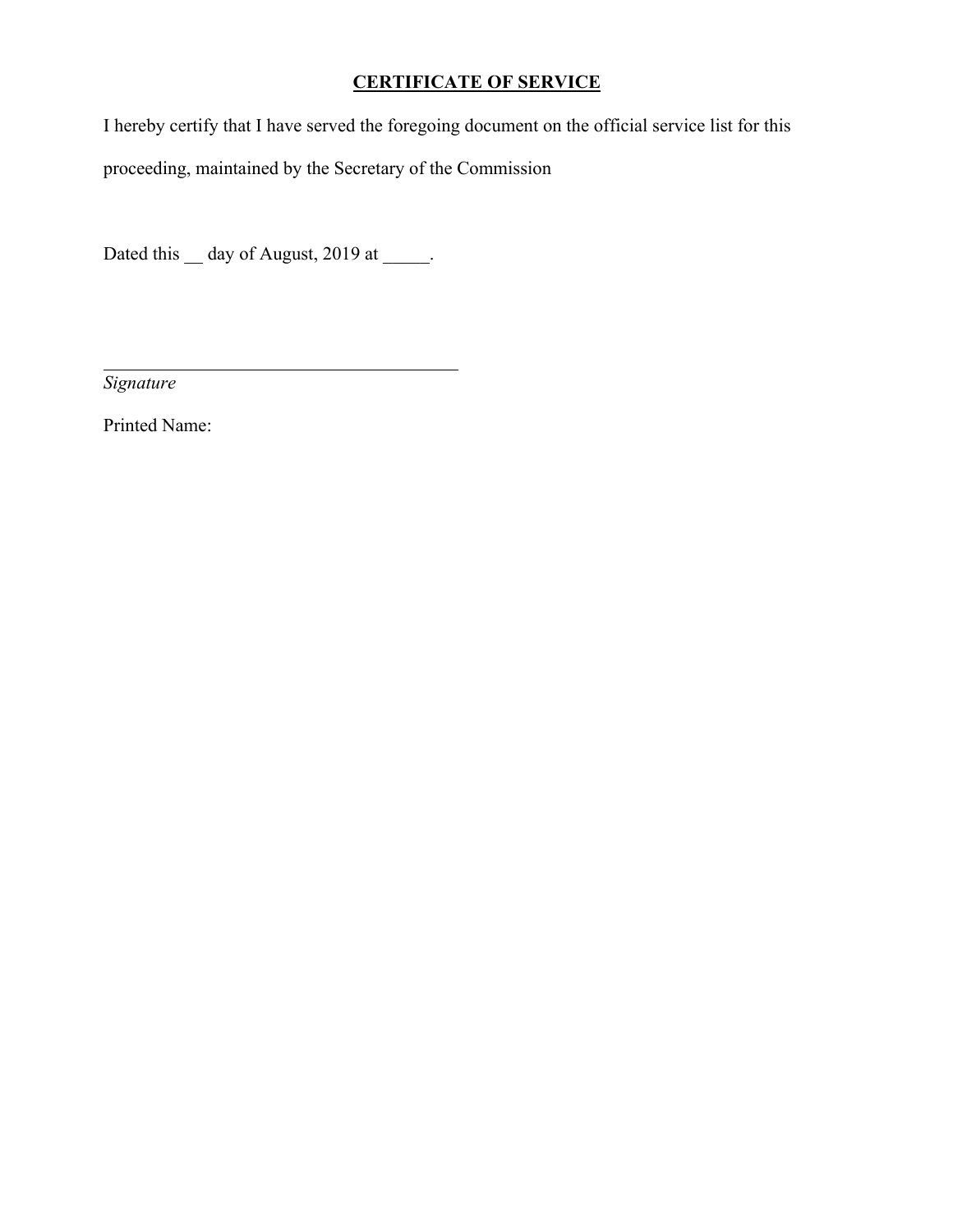**CERTIFICATE OF SERVICE**

I hereby certify that I have served the foregoing document on the official service list for this proceeding, maintained by the Secretary of the Commission

Dated this __ day of August, 2019 at _____.

\_\_\_\_\_\_\_\_\_\_\_\_\_\_\_\_\_\_\_\_\_\_\_\_\_\_\_\_\_\_\_\_\_\_\_\_\_\_\_\_

*Signature*

Printed Name: